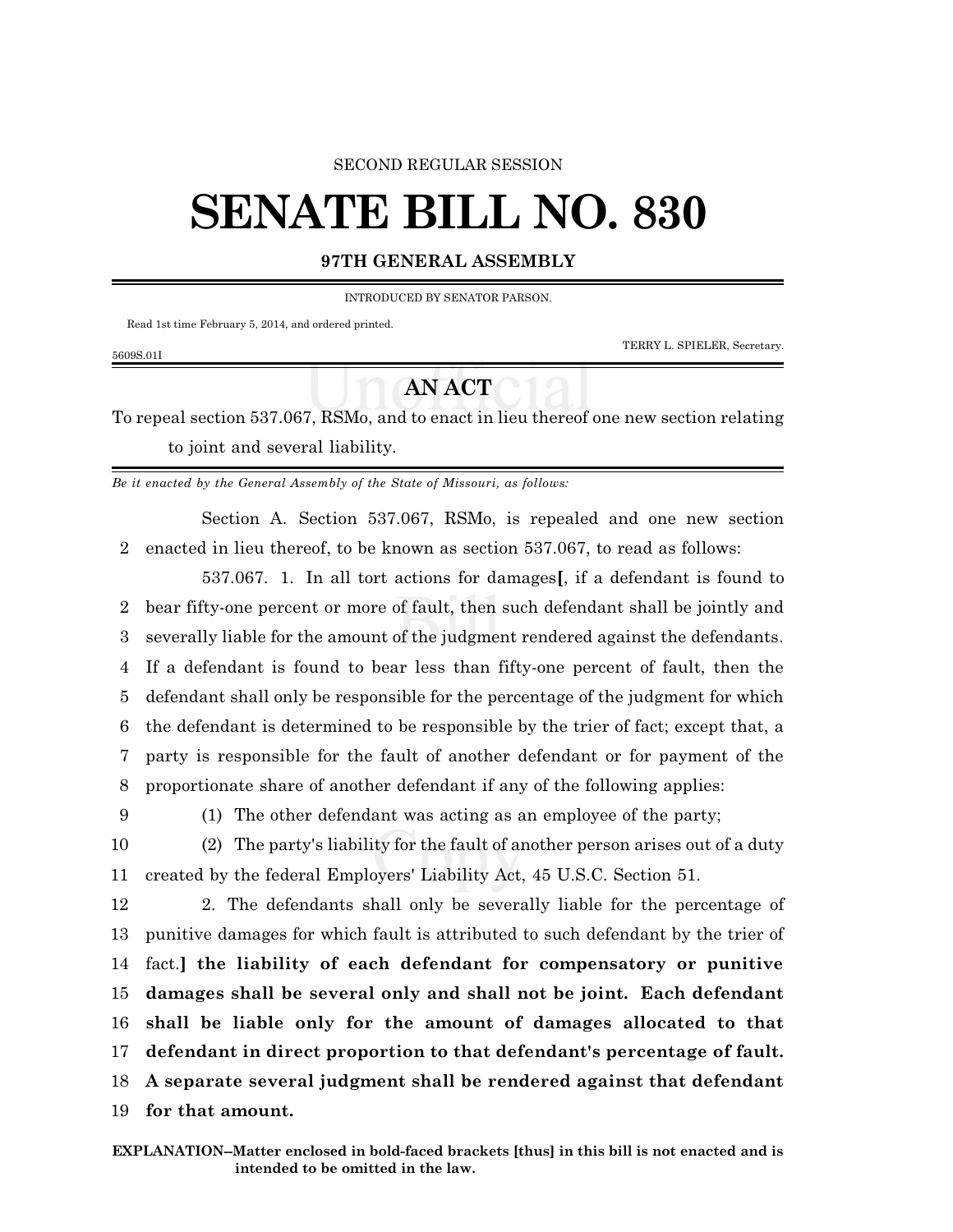SECOND REGULAR SESSION

# SENATE BILL NO. 830

## 97TH GENERAL ASSEMBLY

INTRODUCED BY SENATOR PARSON.

Read 1st time February 5, 2014, and ordered printed.

TERRY L. SPIELER, Secretary.

5609S.01I

## AN ACT

To repeal section 537.067, RSMo, and to enact in lieu thereof one new section relating to joint and several liability.

*Be it enacted by the General Assembly of the State of Missouri, as follows:*

Section A. Section 537.067, RSMo, is repealed and one new section enacted in lieu thereof, to be known as section 537.067, to read as follows:

537.067. 1. In all tort actions for damages**[**, if a defendant is found to bear fifty-one percent or more of fault, then such defendant shall be jointly and severally liable for the amount of the judgment rendered against the defendants. If a defendant is found to bear less than fifty-one percent of fault, then the defendant shall only be responsible for the percentage of the judgment for which the defendant is determined to be responsible by the trier of fact; except that, a party is responsible for the fault of another defendant or for payment of the proportionate share of another defendant if any of the following applies:

(1) The other defendant was acting as an employee of the party;

(2) The party's liability for the fault of another person arises out of a duty created by the federal Employers' Liability Act, 45 U.S.C. Section 51.

2. The defendants shall only be severally liable for the percentage of punitive damages for which fault is attributed to such defendant by the trier of fact.**] the liability of each defendant for compensatory or punitive damages shall be several only and shall not be joint. Each defendant shall be liable only for the amount of damages allocated to that defendant in direct proportion to that defendant's percentage of fault. A separate several judgment shall be rendered against that defendant for that amount.**

**EXPLANATION--Matter enclosed in bold-faced brackets [thus] in this bill is not enacted and is intended to be omitted in the law.**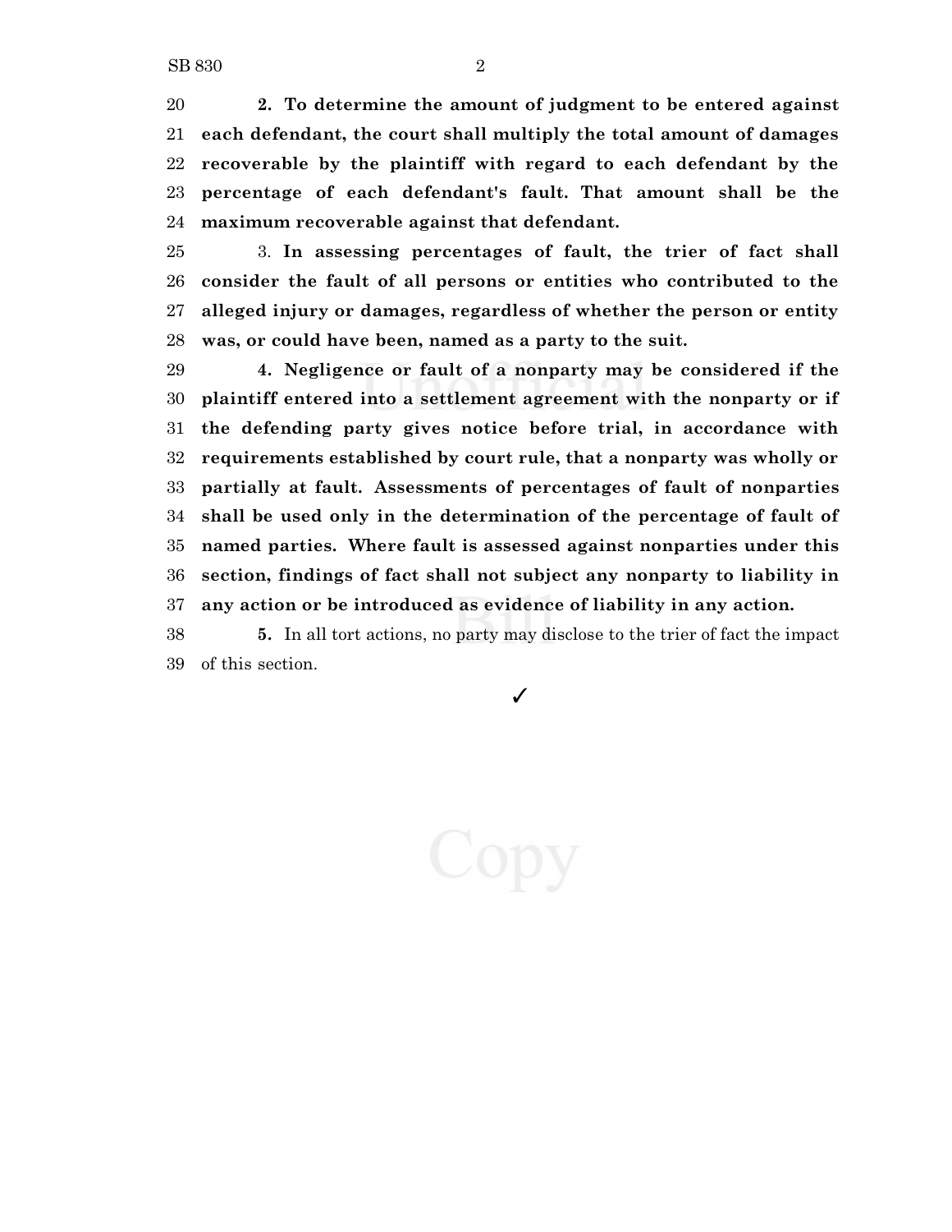**2. To determine the amount of judgment to be entered against each defendant, the court shall multiply the total amount of damages recoverable by the plaintiff with regard to each defendant by the percentage of each defendant's fault. That amount shall be the maximum recoverable against that defendant.**

3. **In assessing percentages of fault, the trier of fact shall consider the fault of all persons or entities who contributed to the alleged injury or damages, regardless of whether the person or entity was, or could have been, named as a party to the suit.**

**4. Negligence or fault of a nonparty may be considered if the plaintiff entered into a settlement agreement with the nonparty or if the defending party gives notice before trial, in accordance with requirements established by court rule, that a nonparty was wholly or partially at fault. Assessments of percentages of fault of nonparties shall be used only in the determination of the percentage of fault of named parties. Where fault is assessed against nonparties under this section, findings of fact shall not subject any nonparty to liability in any action or be introduced as evidence of liability in any action.**

**5.** In all tort actions, no party may disclose to the trier of fact the impact of this section.

✓